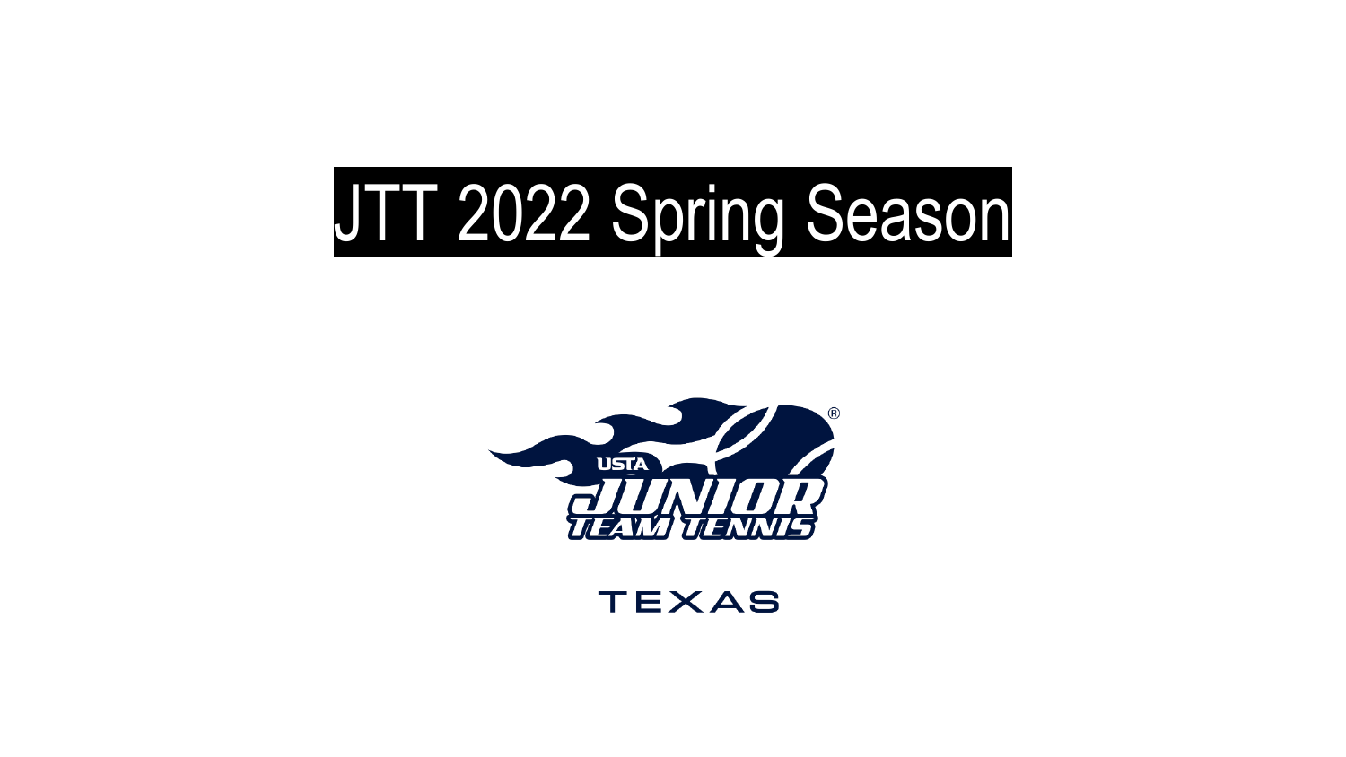# JTT 2022 Spring Season

USTA JUNIOR TEAM TENNIS

TEXAS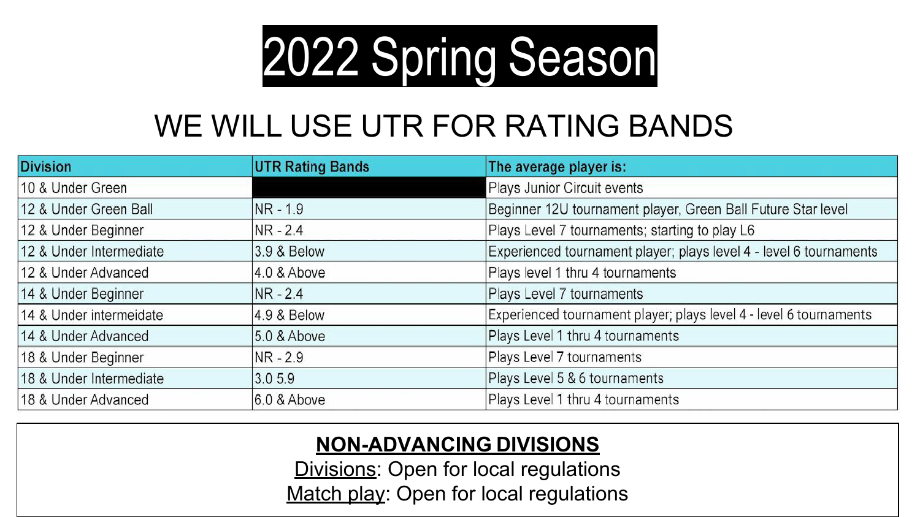# 2022 Spring Season

## WE WILL USE UTR FOR RATING BANDS

| Division | UTR Rating Bands | The average player is: |
|---|---|---|
| 10 & Under Green | | Plays Junior Circuit events |
| 12 & Under Green Ball | NR - 1.9 | Beginner 12U tournament player, Green Ball Future Star level |
| 12 & Under Beginner | NR - 2.4 | Plays Level 7 tournaments; starting to play L6 |
| 12 & Under Intermediate | 3.9 & Below | Experienced tournament player; plays level 4 - level 6 tournaments |
| 12 & Under Advanced | 4.0 & Above | Plays level 1 thru 4 tournaments |
| 14 & Under Beginner | NR - 2.4 | Plays Level 7 tournaments |
| 14 & Under intermeidate | 4.9 & Below | Experienced tournament player; plays level 4 - level 6 tournaments |
| 14 & Under Advanced | 5.0 & Above | Plays Level 1 thru 4 tournaments |
| 18 & Under Beginner | NR - 2.9 | Plays Level 7 tournaments |
| 18 & Under Intermediate | 3.0 5.9 | Plays Level 5 & 6 tournaments |
| 18 & Under Advanced | 6.0 & Above | Plays Level 1 thru 4 tournaments |

**NON-ADVANCING DIVISIONS**

Divisions: Open for local regulations

Match play: Open for local regulations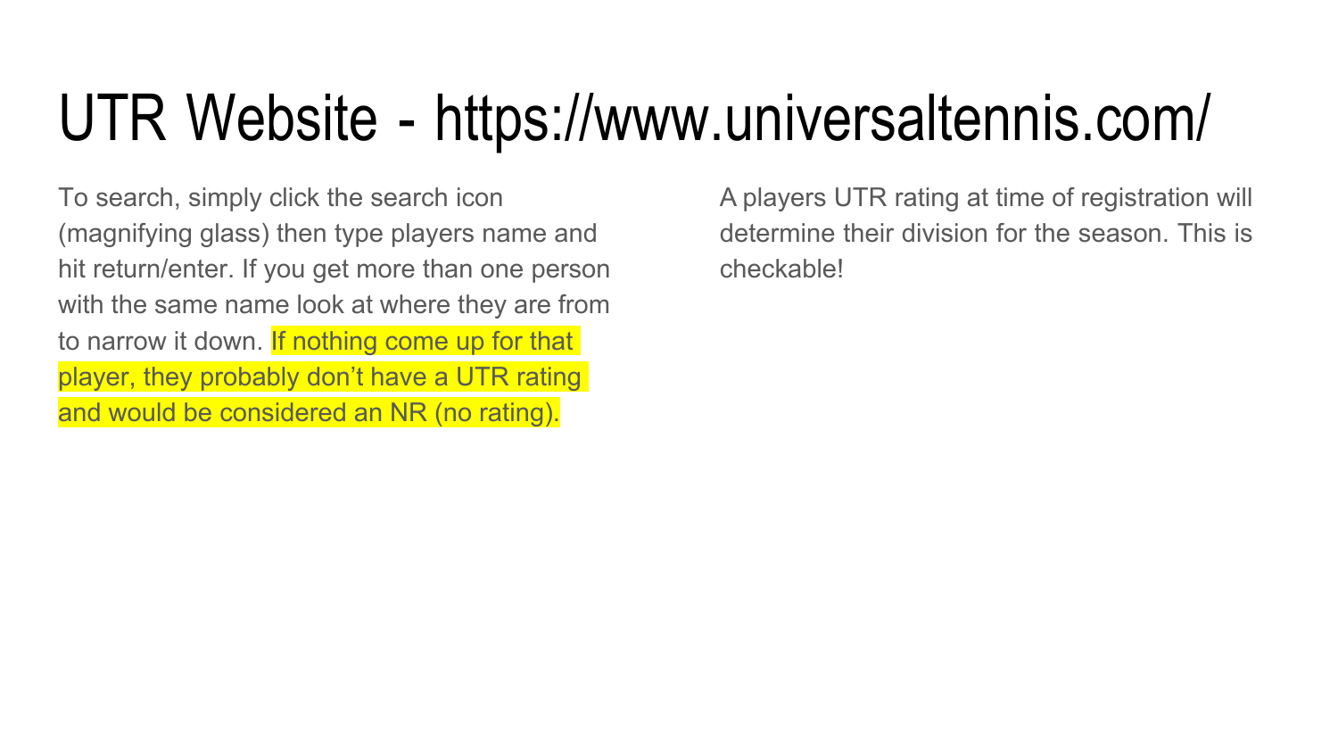# UTR Website - https://www.universaltennis.com/

To search, simply click the search icon (magnifying glass) then type players name and hit return/enter. If you get more than one person with the same name look at where they are from to narrow it down. If nothing come up for that player, they probably don't have a UTR rating and would be considered an NR (no rating).

A players UTR rating at time of registration will determine their division for the season. This is checkable!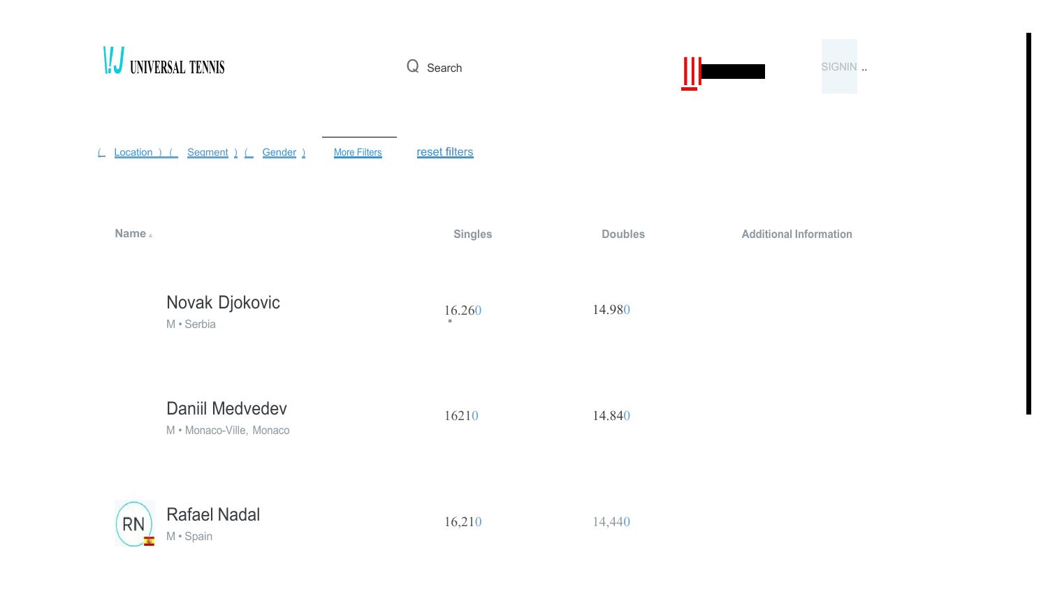UNIVERSAL TENNIS

Search

SIGNIN ..

( Location ) ( Segment ) ( Gender ) More Filters reset filters

| Name | Singles | Doubles | Additional Information |
|---|---|---|---|
| Novak Djokovic<br>M • Serbia | 16.260 | 14.980 | |
| Daniil Medvedev<br>M • Monaco-Ville, Monaco | 16210 | 14.840 | |
| RN Rafael Nadal<br>M • Spain | 16,210 | 14,440 | |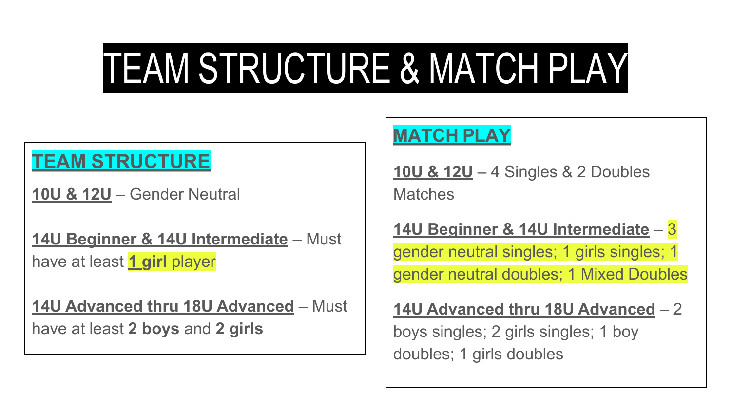# TEAM STRUCTURE & MATCH PLAY

## TEAM STRUCTURE

**10U & 12U** – Gender Neutral

**14U Beginner & 14U Intermediate** – Must have at least **1 girl** player

**14U Advanced thru 18U Advanced** – Must have at least **2 boys** and **2 girls**

## MATCH PLAY

**10U & 12U** – 4 Singles & 2 Doubles Matches

**14U Beginner & 14U Intermediate** – 3 gender neutral singles; 1 girls singles; 1 gender neutral doubles; 1 Mixed Doubles

**14U Advanced thru 18U Advanced** – 2 boys singles; 2 girls singles; 1 boy doubles; 1 girls doubles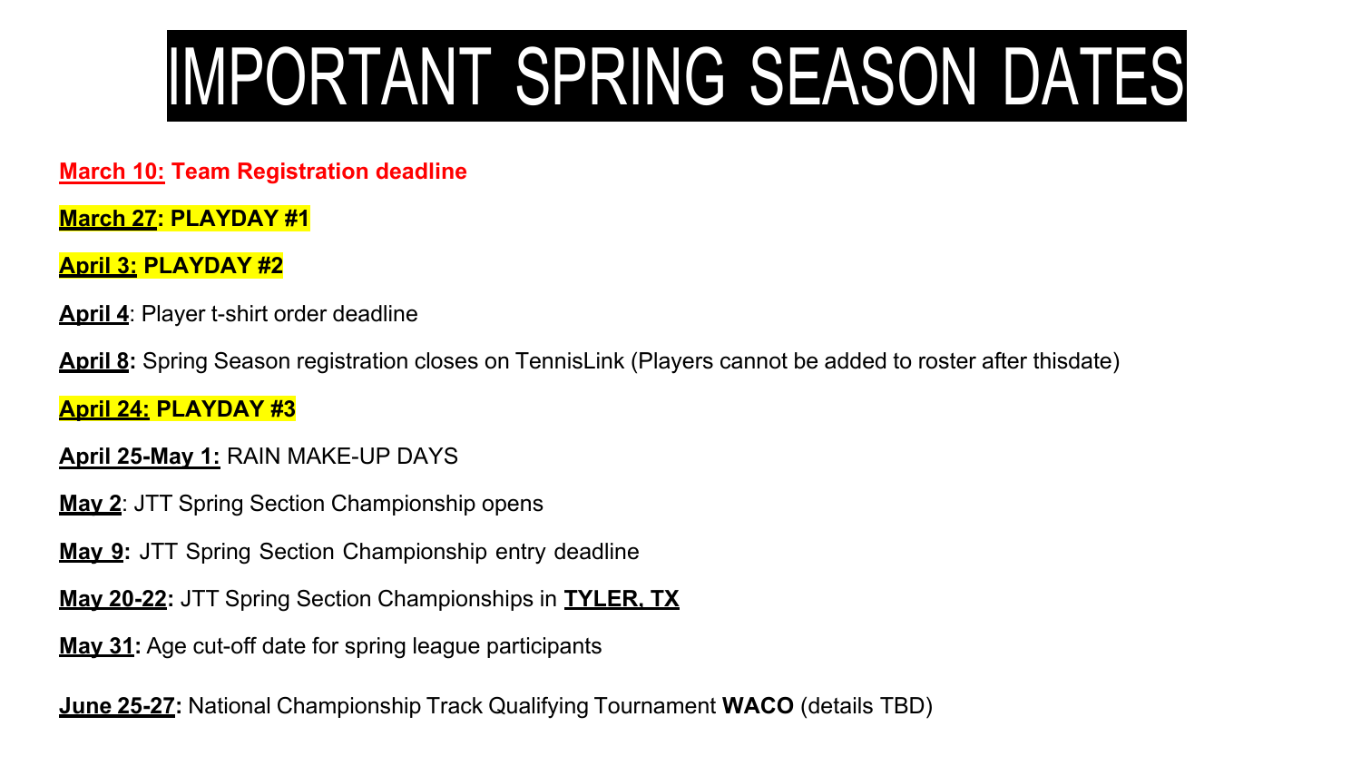# IMPORTANT SPRING SEASON DATES

**March 10: Team Registration deadline**

**March 27: PLAYDAY #1**

**April 3: PLAYDAY #2**

**April 4**: Player t-shirt order deadline

**April 8:** Spring Season registration closes on TennisLink (Players cannot be added to roster after thisdate)

**April 24: PLAYDAY #3**

**April 25-May 1:** RAIN MAKE-UP DAYS

**May 2**: JTT Spring Section Championship opens

**May 9:** JTT Spring Section Championship entry deadline

**May 20-22:** JTT Spring Section Championships in **TYLER, TX**

**May 31:** Age cut-off date for spring league participants

**June 25-27:** National Championship Track Qualifying Tournament **WACO** (details TBD)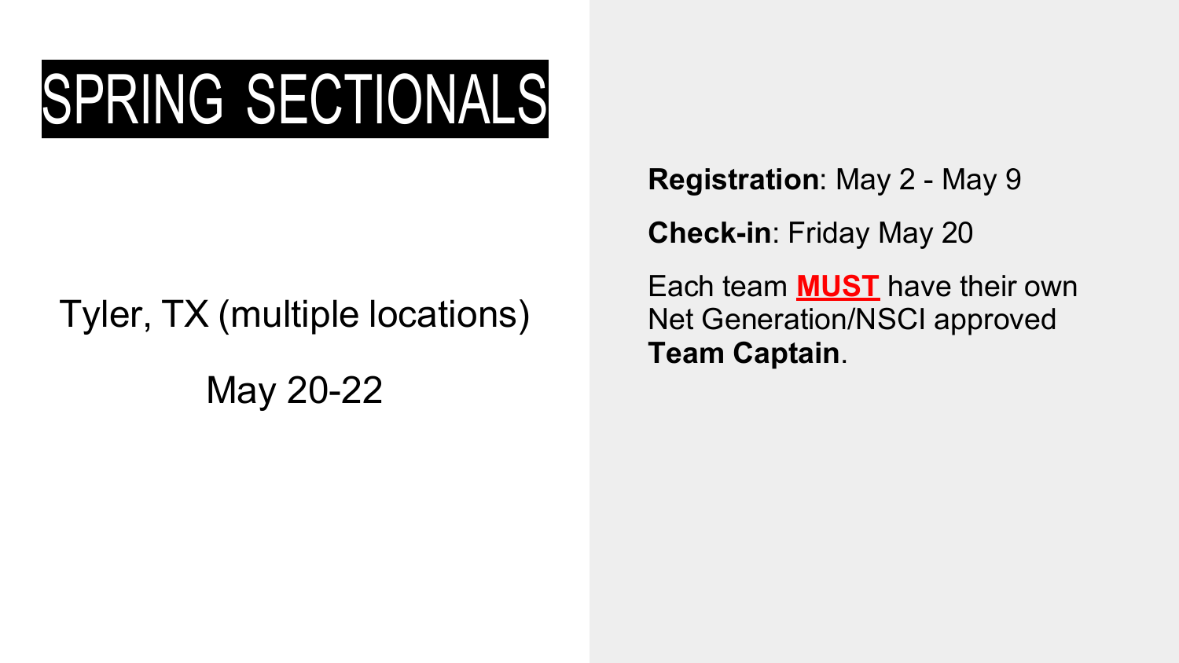# SPRING SECTIONALS

Tyler, TX (multiple locations)

May 20-22

**Registration**: May 2 - May 9

**Check-in**: Friday May 20

Each team **MUST** have their own Net Generation/NSCI approved **Team Captain**.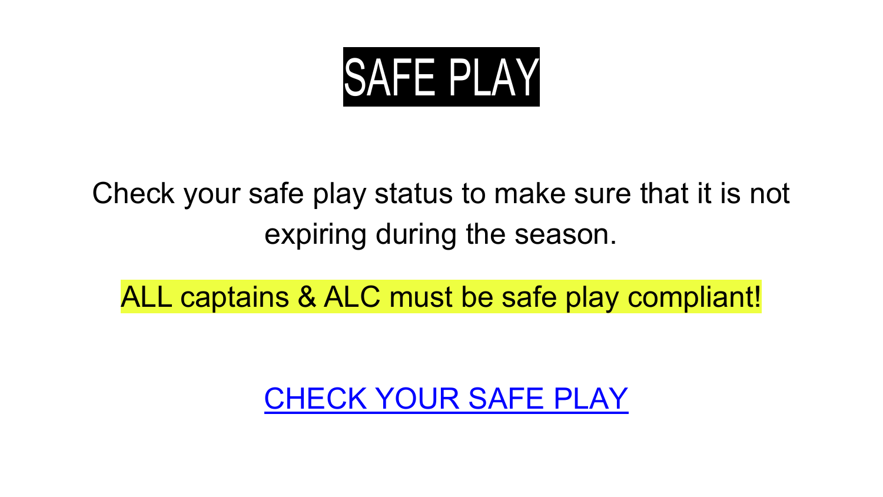# SAFE PLAY

Check your safe play status to make sure that it is not expiring during the season.

**ALL captains & ALC must be safe play compliant!**

CHECK YOUR SAFE PLAY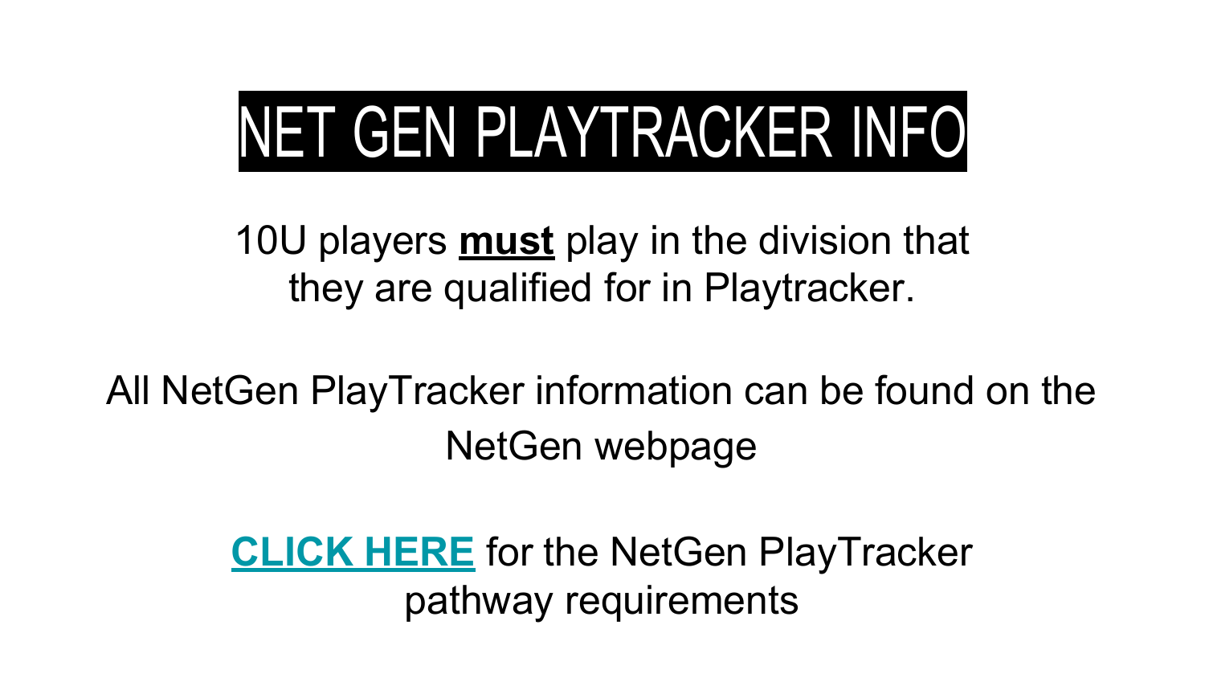# NET GEN PLAYTRACKER INFO

10U players **must** play in the division that they are qualified for in Playtracker.

All NetGen PlayTracker information can be found on the NetGen webpage

**CLICK HERE** for the NetGen PlayTracker pathway requirements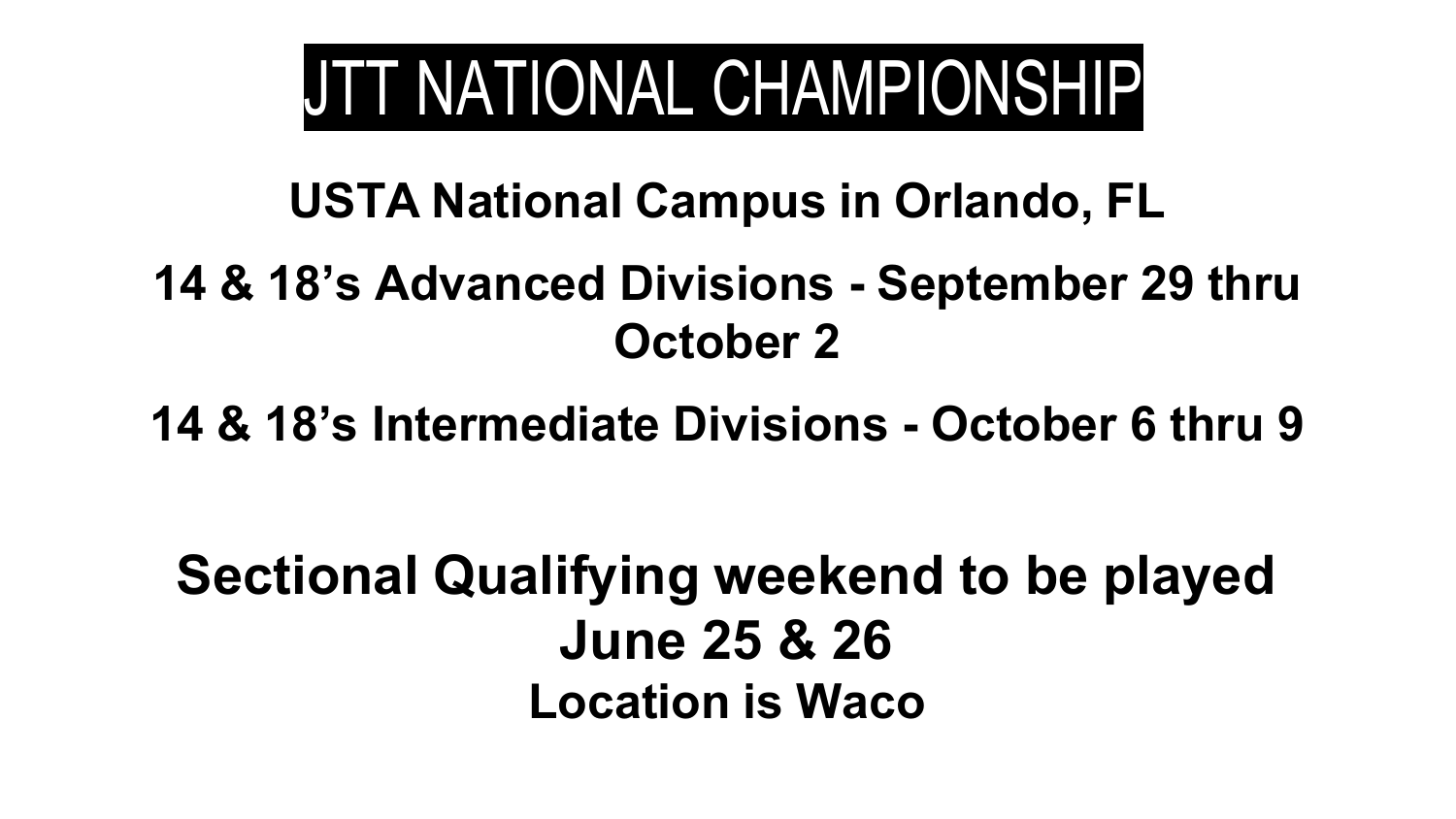# JTT NATIONAL CHAMPIONSHIP

**USTA National Campus in Orlando, FL**

**14 & 18's Advanced Divisions - September 29 thru October 2**

**14 & 18's Intermediate Divisions - October 6 thru 9**

**Sectional Qualifying weekend to be played June 25 & 26**

**Location is Waco**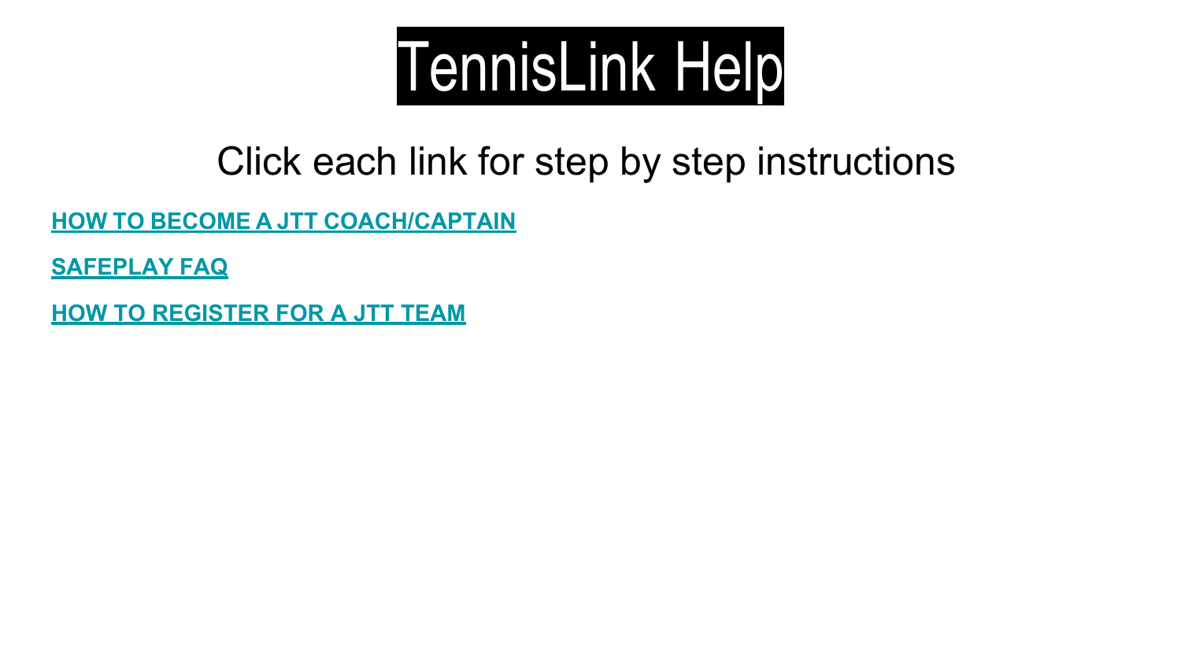# TennisLink Help

## Click each link for step by step instructions

**HOW TO BECOME A JTT COACH/CAPTAIN**

**SAFEPLAY FAQ**

**HOW TO REGISTER FOR A JTT TEAM**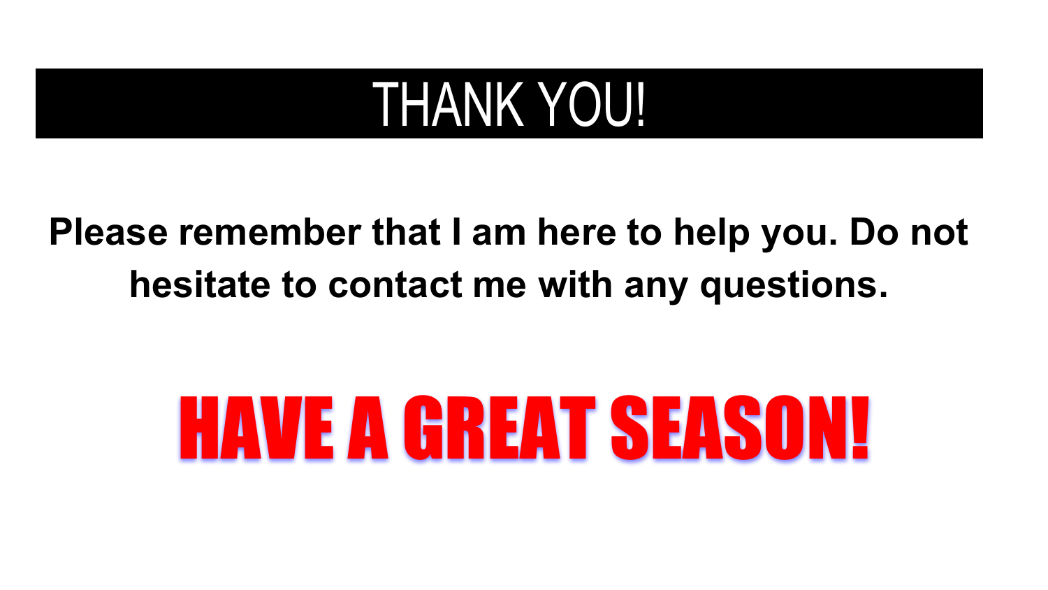# THANK YOU!

**Please remember that I am here to help you. Do not hesitate to contact me with any questions.**

## HAVE A GREAT SEASON!